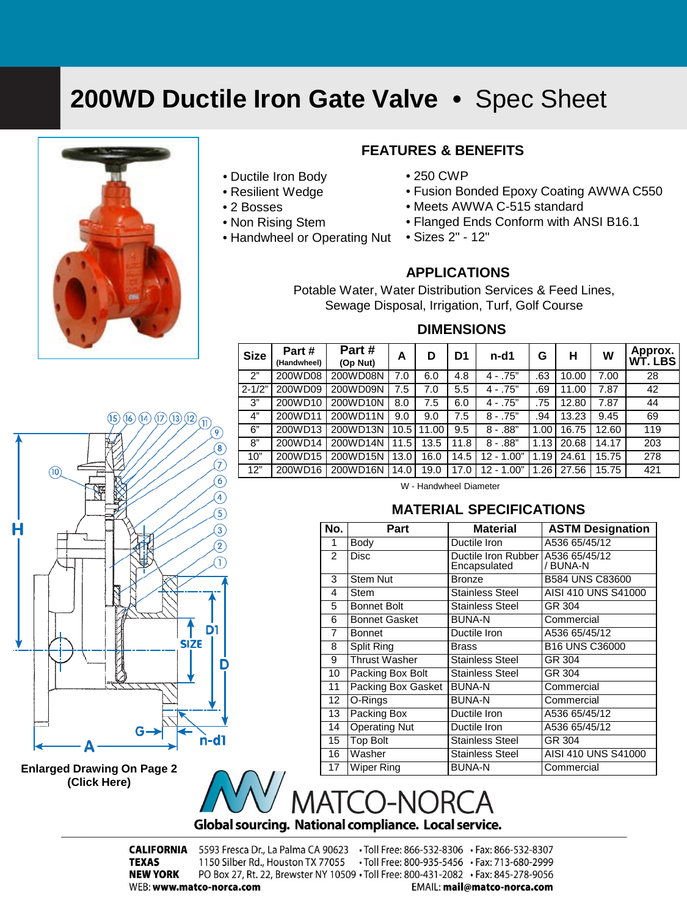# 200WD Ductile Iron Gate Valve • Spec Sheet

## FEATURES & BENEFITS

- Ductile Iron Body
- Resilient Wedge
- 2 Bosses
- Non Rising Stem
- Handwheel or Operating Nut
- 250 CWP
- Fusion Bonded Epoxy Coating AWWA C550
- Meets AWWA C-515 standard
- Flanged Ends Conform with ANSI B16.1
- Sizes 2" - 12"

## APPLICATIONS

Potable Water, Water Distribution Services & Feed Lines, Sewage Disposal, Irrigation, Turf, Golf Course

## DIMENSIONS

| Size | Part # (Handwheel) | Part # (Op Nut) | A | D | D1 | n-d1 | G | H | W | Approx. WT. LBS |
|---|---|---|---|---|---|---|---|---|---|---|
| 2" | 200WD08 | 200WD08N | 7.0 | 6.0 | 4.8 | 4 - .75" | .63 | 10.00 | 7.00 | 28 |
| 2-1/2" | 200WD09 | 200WD09N | 7.5 | 7.0 | 5.5 | 4 - .75" | .69 | 11.00 | 7.87 | 42 |
| 3" | 200WD10 | 200WD10N | 8.0 | 7.5 | 6.0 | 4 - .75" | .75 | 12.80 | 7.87 | 44 |
| 4" | 200WD11 | 200WD11N | 9.0 | 9.0 | 7.5 | 8 - .75" | .94 | 13.23 | 9.45 | 69 |
| 6" | 200WD13 | 200WD13N | 10.5 | 11.00 | 9.5 | 8 - .88" | 1.00 | 16.75 | 12.60 | 119 |
| 8" | 200WD14 | 200WD14N | 11.5 | 13.5 | 11.8 | 8 - .88" | 1.13 | 20.68 | 14.17 | 203 |
| 10" | 200WD15 | 200WD15N | 13.0 | 16.0 | 14.5 | 12 - 1.00" | 1.19 | 24.61 | 15.75 | 278 |
| 12" | 200WD16 | 200WD16N | 14.0 | 19.0 | 17.0 | 12 - 1.00" | 1.26 | 27.56 | 15.75 | 421 |

W - Handwheel Diameter

## MATERIAL SPECIFICATIONS

| No. | Part | Material | ASTM Designation |
|---|---|---|---|
| 1 | Body | Ductile Iron | A536 65/45/12 |
| 2 | Disc | Ductile Iron Rubber Encapsulated | A536 65/45/12 / BUNA-N |
| 3 | Stem Nut | Bronze | B584 UNS C83600 |
| 4 | Stem | Stainless Steel | AISI 410 UNS S41000 |
| 5 | Bonnet Bolt | Stainless Steel | GR 304 |
| 6 | Bonnet Gasket | BUNA-N | Commercial |
| 7 | Bonnet | Ductile Iron | A536 65/45/12 |
| 8 | Split Ring | Brass | B16 UNS C36000 |
| 9 | Thrust Washer | Stainless Steel | GR 304 |
| 10 | Packing Box Bolt | Stainless Steel | GR 304 |
| 11 | Packing Box Gasket | BUNA-N | Commercial |
| 12 | O-Rings | BUNA-N | Commercial |
| 13 | Packing Box | Ductile Iron | A536 65/45/12 |
| 14 | Operating Nut | Ductile Iron | A536 65/45/12 |
| 15 | Top Bolt | Stainless Steel | GR 304 |
| 16 | Washer | Stainless Steel | AISI 410 UNS S41000 |
| 17 | Wiper Ring | BUNA-N | Commercial |

**Enlarged Drawing On Page 2 (Click Here)**

MATCO-NORCA

Global sourcing. National compliance. Local service.

**CALIFORNIA** 5593 Fresca Dr., La Palma CA 90623 • Toll Free: 866-532-8306 • Fax: 866-532-8307
**TEXAS** 1150 Silber Rd., Houston TX 77055 • Toll Free: 800-935-5456 • Fax: 713-680-2999
**NEW YORK** PO Box 27, Rt. 22, Brewster NY 10509 • Toll Free: 800-431-2082 • Fax: 845-278-9056
WEB: **www.matco-norca.com** EMAIL: **mail@matco-norca.com**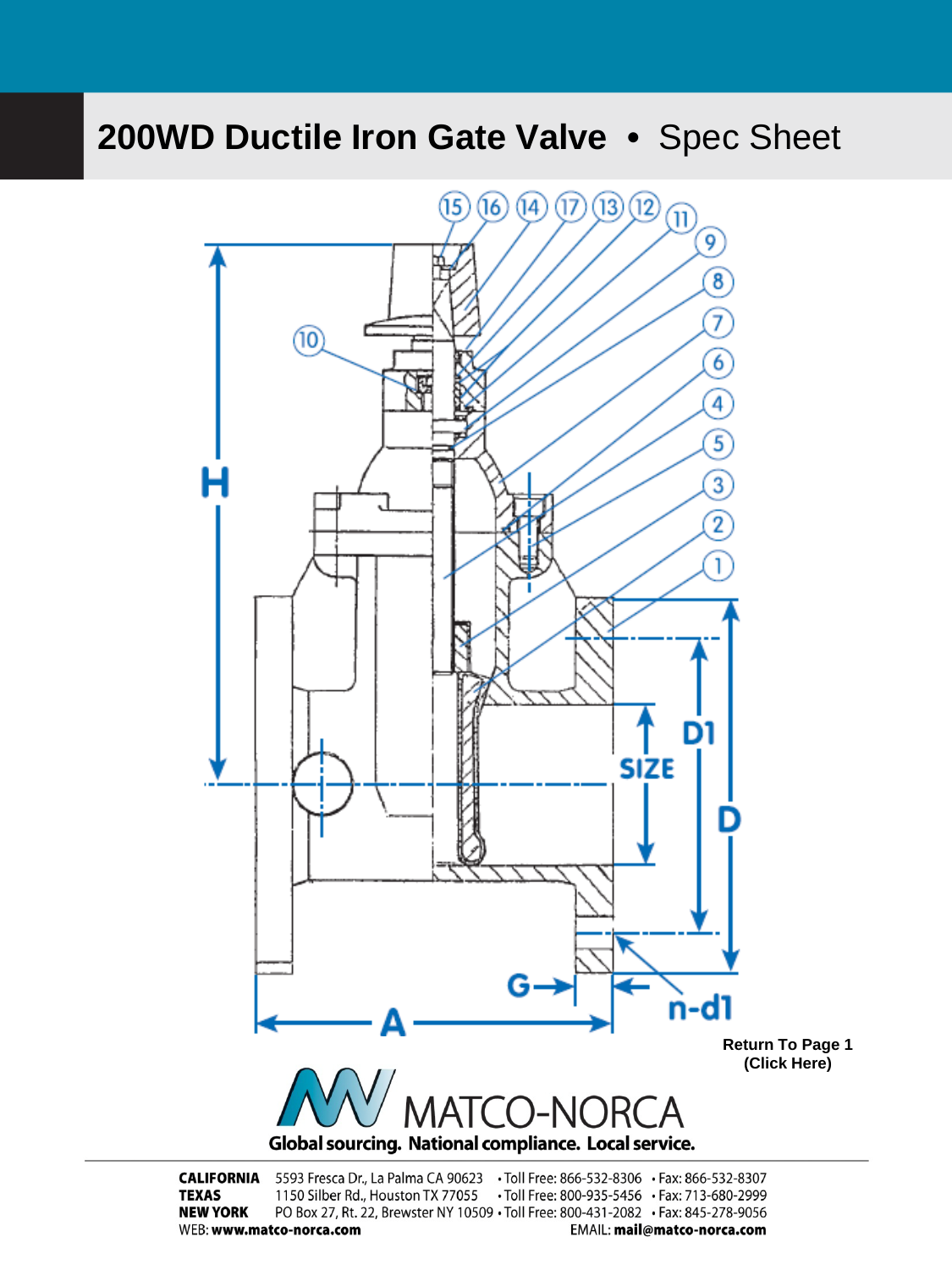# 200WD Ductile Iron Gate Valve • Spec Sheet

**Return To Page 1 (Click Here)**

MATCO-NORCA

**Global sourcing. National compliance. Local service.**

**CALIFORNIA** 5593 Fresca Dr., La Palma CA 90623 • Toll Free: 866-532-8306 • Fax: 866-532-8307
**TEXAS** 1150 Silber Rd., Houston TX 77055 • Toll Free: 800-935-5456 • Fax: 713-680-2999
**NEW YORK** PO Box 27, Rt. 22, Brewster NY 10509 • Toll Free: 800-431-2082 • Fax: 845-278-9056
WEB: **www.matco-norca.com** EMAIL: **mail@matco-norca.com**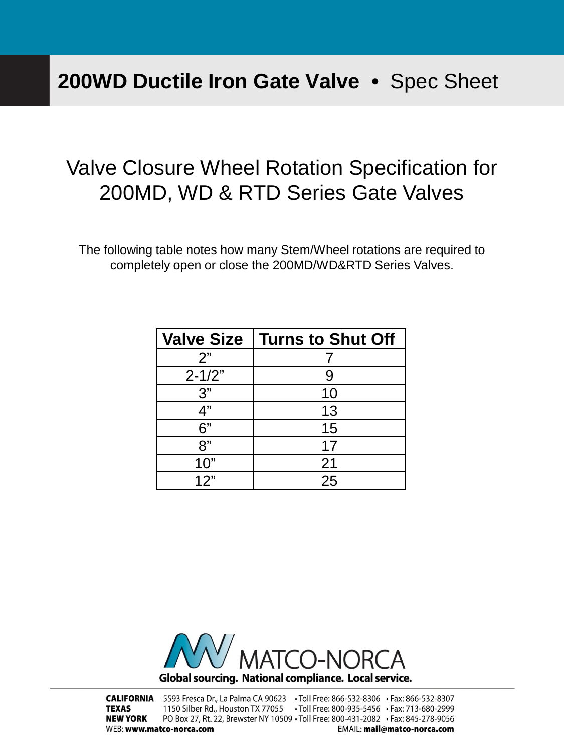# 200WD Ductile Iron Gate Valve • Spec Sheet

## Valve Closure Wheel Rotation Specification for 200MD, WD & RTD Series Gate Valves

The following table notes how many Stem/Wheel rotations are required to completely open or close the 200MD/WD&RTD Series Valves.

| Valve Size | Turns to Shut Off |
|---|---|
| 2” | 7 |
| 2-1/2” | 9 |
| 3” | 10 |
| 4” | 13 |
| 6” | 15 |
| 8” | 17 |
| 10” | 21 |
| 12” | 25 |

MATCO-NORCA

Global sourcing. National compliance. Local service.

**CALIFORNIA** 5593 Fresca Dr., La Palma CA 90623 • Toll Free: 866-532-8306 • Fax: 866-532-8307
**TEXAS** 1150 Silber Rd., Houston TX 77055 • Toll Free: 800-935-5456 • Fax: 713-680-2999
**NEW YORK** PO Box 27, Rt. 22, Brewster NY 10509 • Toll Free: 800-431-2082 • Fax: 845-278-9056
WEB: **www.matco-norca.com** EMAIL: **mail@matco-norca.com**